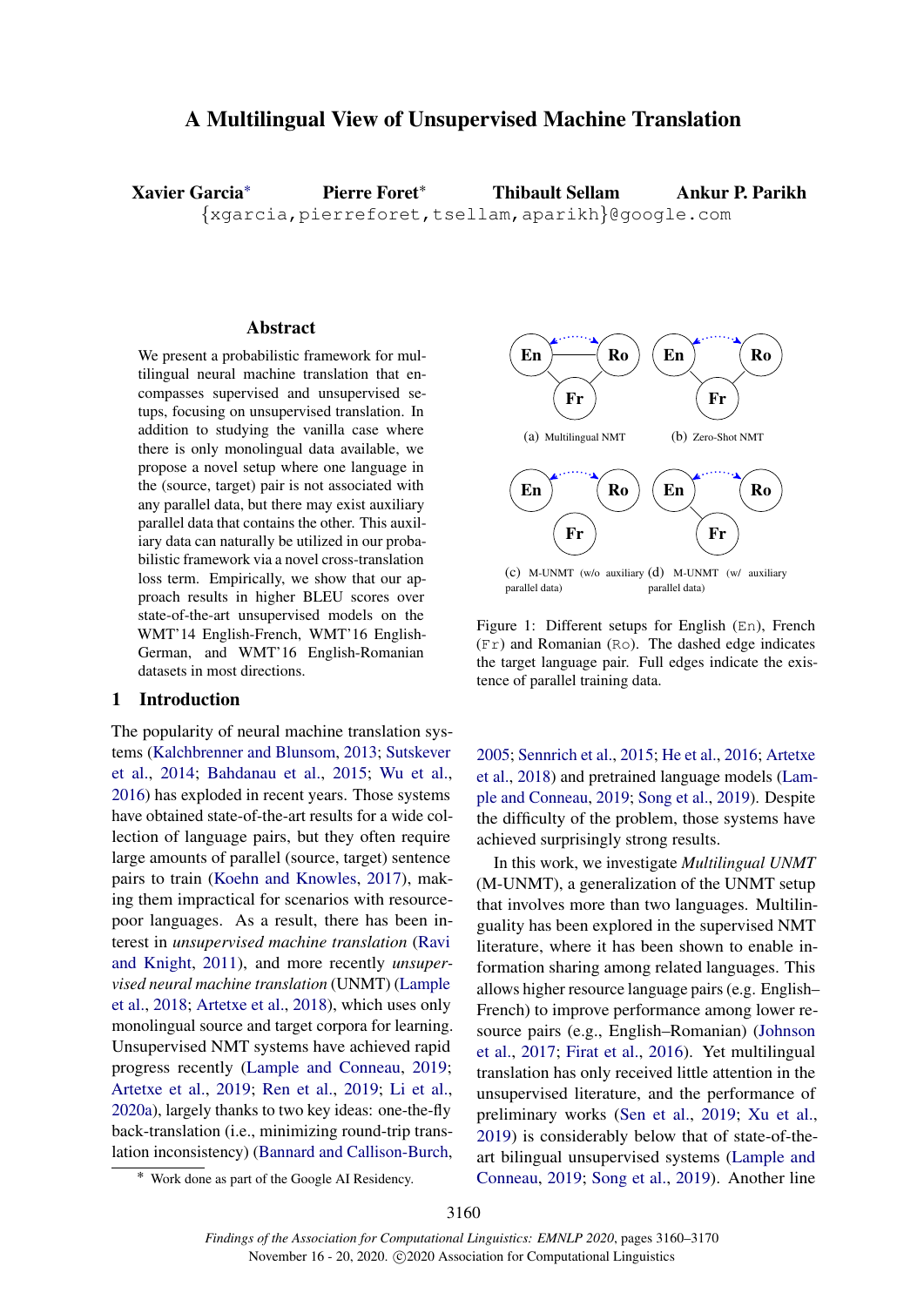# A Multilingual View of Unsupervised Machine Translation

**Xavier Garcia*** **Pierre Foret*** **Thibault Sellam** **Ankur P. Parikh**
{xgarcia,pierreforet,tsellam,aparikh}@google.com

## Abstract

We present a probabilistic framework for multilingual neural machine translation that encompasses supervised and unsupervised setups, focusing on unsupervised translation. In addition to studying the vanilla case where there is only monolingual data available, we propose a novel setup where one language in the (source, target) pair is not associated with any parallel data, but there may exist auxiliary parallel data that contains the other. This auxiliary data can naturally be utilized in our probabilistic framework via a novel cross-translation loss term. Empirically, we show that our approach results in higher BLEU scores over state-of-the-art unsupervised models on the WMT'14 English-French, WMT'16 English-German, and WMT'16 English-Romanian datasets in most directions.

(a) Multilingual NMT (b) Zero-Shot NMT

(c) M-UNMT (w/o auxiliary parallel data) (d) M-UNMT (w/ auxiliary parallel data)

Figure 1: Different setups for English (En), French (Fr) and Romanian (Ro). The dashed edge indicates the target language pair. Full edges indicate the existence of parallel training data.

## 1 Introduction

The popularity of neural machine translation systems (Kalchbrenner and Blunsom, 2013; Sutskever et al., 2014; Bahdanau et al., 2015; Wu et al., 2016) has exploded in recent years. Those systems have obtained state-of-the-art results for a wide collection of language pairs, but they often require large amounts of parallel (source, target) sentence pairs to train (Koehn and Knowles, 2017), making them impractical for scenarios with resource-poor languages. As a result, there has been interest in *unsupervised machine translation* (Ravi and Knight, 2011), and more recently *unsupervised neural machine translation* (UNMT) (Lample et al., 2018; Artetxe et al., 2018), which uses only monolingual source and target corpora for learning. Unsupervised NMT systems have achieved rapid progress recently (Lample and Conneau, 2019; Artetxe et al., 2019; Ren et al., 2019; Li et al., 2020a), largely thanks to two key ideas: one-the-fly back-translation (i.e., minimizing round-trip translation inconsistency) (Bannard and Callison-Burch, 2005; Sennrich et al., 2015; He et al., 2016; Artetxe et al., 2018) and pretrained language models (Lample and Conneau, 2019; Song et al., 2019). Despite the difficulty of the problem, those systems have achieved surprisingly strong results.

In this work, we investigate *Multilingual UNMT* (M-UNMT), a generalization of the UNMT setup that involves more than two languages. Multilinguality has been explored in the supervised NMT literature, where it has been shown to enable information sharing among related languages. This allows higher resource language pairs (e.g. English–French) to improve performance among lower resource pairs (e.g., English–Romanian) (Johnson et al., 2017; Firat et al., 2016). Yet multilingual translation has only received little attention in the unsupervised literature, and the performance of preliminary works (Sen et al., 2019; Xu et al., 2019) is considerably below that of state-of-the-art bilingual unsupervised systems (Lample and Conneau, 2019; Song et al., 2019). Another line

* Work done as part of the Google AI Residency.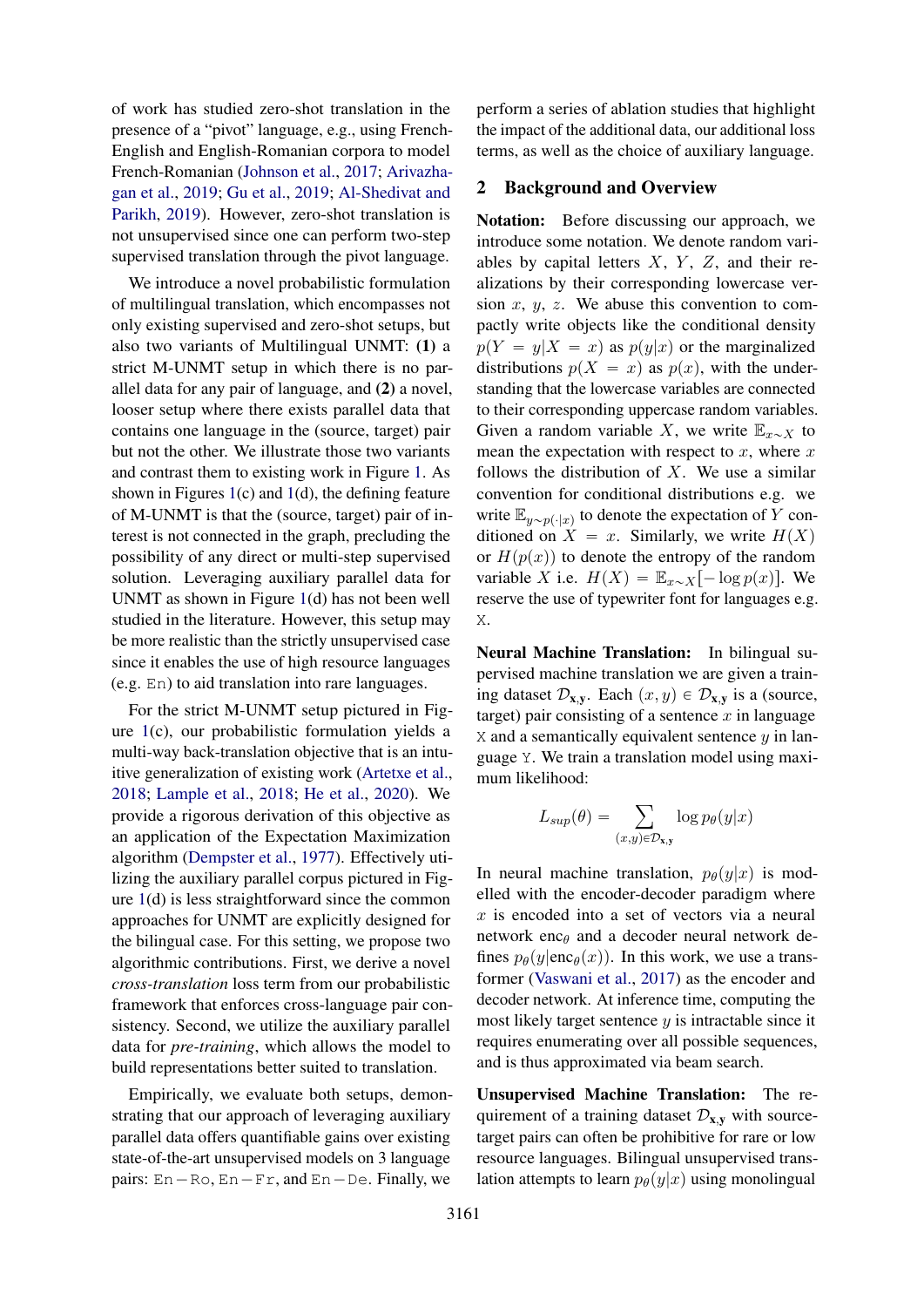of work has studied zero-shot translation in the presence of a "pivot" language, e.g., using French-English and English-Romanian corpora to model French-Romanian (Johnson et al., 2017; Arivazhagan et al., 2019; Gu et al., 2019; Al-Shedivat and Parikh, 2019). However, zero-shot translation is not unsupervised since one can perform two-step supervised translation through the pivot language.

We introduce a novel probabilistic formulation of multilingual translation, which encompasses not only existing supervised and zero-shot setups, but also two variants of Multilingual UNMT: **(1)** a strict M-UNMT setup in which there is no parallel data for any pair of language, and **(2)** a novel, looser setup where there exists parallel data that contains one language in the (source, target) pair but not the other. We illustrate those two variants and contrast them to existing work in Figure 1. As shown in Figures 1(c) and 1(d), the defining feature of M-UNMT is that the (source, target) pair of interest is not connected in the graph, precluding the possibility of any direct or multi-step supervised solution. Leveraging auxiliary parallel data for UNMT as shown in Figure 1(d) has not been well studied in the literature. However, this setup may be more realistic than the strictly unsupervised case since it enables the use of high resource languages (e.g. `En`) to aid translation into rare languages.

For the strict M-UNMT setup pictured in Figure 1(c), our probabilistic formulation yields a multi-way back-translation objective that is an intuitive generalization of existing work (Artetxe et al., 2018; Lample et al., 2018; He et al., 2020). We provide a rigorous derivation of this objective as an application of the Expectation Maximization algorithm (Dempster et al., 1977). Effectively utilizing the auxiliary parallel corpus pictured in Figure 1(d) is less straightforward since the common approaches for UNMT are explicitly designed for the bilingual case. For this setting, we propose two algorithmic contributions. First, we derive a novel *cross-translation* loss term from our probabilistic framework that enforces cross-language pair consistency. Second, we utilize the auxiliary parallel data for *pre-training*, which allows the model to build representations better suited to translation.

Empirically, we evaluate both setups, demonstrating that our approach of leveraging auxiliary parallel data offers quantifiable gains over existing state-of-the-art unsupervised models on 3 language pairs: `En`−`Ro`, `En`−`Fr`, and `En`−`De`. Finally, we perform a series of ablation studies that highlight the impact of the additional data, our additional loss terms, as well as the choice of auxiliary language.

## 2 Background and Overview

**Notation:** Before discussing our approach, we introduce some notation. We denote random variables by capital letters $X$, $Y$, $Z$, and their realizations by their corresponding lowercase version $x$, $y$, $z$. We abuse this convention to compactly write objects like the conditional density $p(Y = y|X = x)$ as $p(y|x)$ or the marginalized distributions $p(X = x)$ as $p(x)$, with the understanding that the lowercase variables are connected to their corresponding uppercase random variables. Given a random variable $X$, we write $\mathbb{E}_{x \sim X}$ to mean the expectation with respect to $x$, where $x$ follows the distribution of $X$. We use a similar convention for conditional distributions e.g. we write $\mathbb{E}_{y \sim p(\cdot|x)}$ to denote the expectation of $Y$ conditioned on $X = x$. Similarly, we write $H(X)$ or $H(p(x))$ to denote the entropy of the random variable $X$ i.e. $H(X) = \mathbb{E}_{x \sim X}[-\log p(x)]$. We reserve the use of typewriter font for languages e.g. `X`.

**Neural Machine Translation:** In bilingual supervised machine translation we are given a training dataset $\mathcal{D}_{\mathbf{x},\mathbf{y}}$. Each $(x, y) \in \mathcal{D}_{\mathbf{x},\mathbf{y}}$ is a (source, target) pair consisting of a sentence $x$ in language `X` and a semantically equivalent sentence $y$ in language `Y`. We train a translation model using maximum likelihood:

$$L_{sup}(\theta) = \sum_{(x,y) \in \mathcal{D}_{\mathbf{x},\mathbf{y}}} \log p_\theta(y|x)$$

In neural machine translation, $p_\theta(y|x)$ is modelled with the encoder-decoder paradigm where $x$ is encoded into a set of vectors via a neural network $\text{enc}_\theta$ and a decoder neural network defines $p_\theta(y|\text{enc}_\theta(x))$. In this work, we use a transformer (Vaswani et al., 2017) as the encoder and decoder network. At inference time, computing the most likely target sentence $y$ is intractable since it requires enumerating over all possible sequences, and is thus approximated via beam search.

**Unsupervised Machine Translation:** The requirement of a training dataset $\mathcal{D}_{\mathbf{x},\mathbf{y}}$ with source-target pairs can often be prohibitive for rare or low resource languages. Bilingual unsupervised translation attempts to learn $p_\theta(y|x)$ using monolingual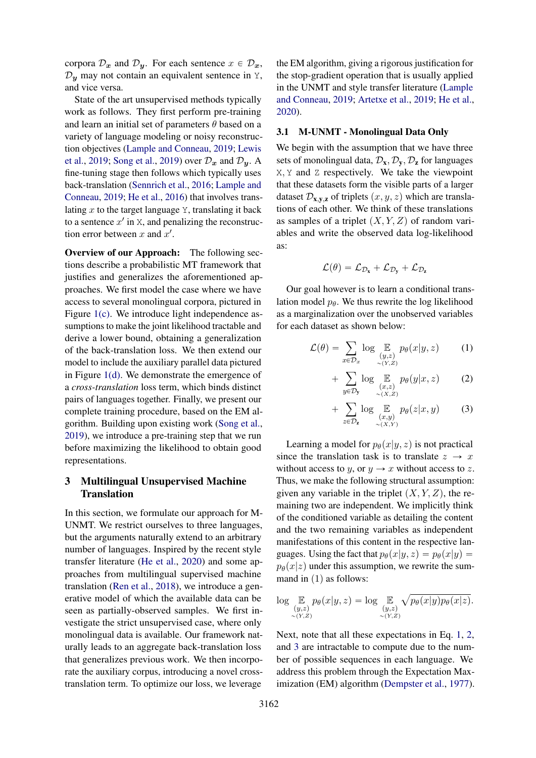corpora $\mathcal{D}_{\boldsymbol{x}}$ and $\mathcal{D}_{\boldsymbol{y}}$. For each sentence $x \in \mathcal{D}_{\boldsymbol{x}}$, $\mathcal{D}_{\boldsymbol{y}}$ may not contain an equivalent sentence in Y, and vice versa.

State of the art unsupervised methods typically work as follows. They first perform pre-training and learn an initial set of parameters $\theta$ based on a variety of language modeling or noisy reconstruction objectives (Lample and Conneau, 2019; Lewis et al., 2019; Song et al., 2019) over $\mathcal{D}_{\boldsymbol{x}}$ and $\mathcal{D}_{\boldsymbol{y}}$. A fine-tuning stage then follows which typically uses back-translation (Sennrich et al., 2016; Lample and Conneau, 2019; He et al., 2016) that involves translating $x$ to the target language Y, translating it back to a sentence $x'$ in X, and penalizing the reconstruction error between $x$ and $x'$.

**Overview of our Approach:** The following sections describe a probabilistic MT framework that justifies and generalizes the aforementioned approaches. We first model the case where we have access to several monolingual corpora, pictured in Figure 1(c). We introduce light independence assumptions to make the joint likelihood tractable and derive a lower bound, obtaining a generalization of the back-translation loss. We then extend our model to include the auxiliary parallel data pictured in Figure 1(d). We demonstrate the emergence of a *cross-translation* loss term, which binds distinct pairs of languages together. Finally, we present our complete training procedure, based on the EM algorithm. Building upon existing work (Song et al., 2019), we introduce a pre-training step that we run before maximizing the likelihood to obtain good representations.

# 3 Multilingual Unsupervised Machine Translation

In this section, we formulate our approach for M-UNMT. We restrict ourselves to three languages, but the arguments naturally extend to an arbitrary number of languages. Inspired by the recent style transfer literature (He et al., 2020) and some approaches from multilingual supervised machine translation (Ren et al., 2018), we introduce a generative model of which the available data can be seen as partially-observed samples. We first investigate the strict unsupervised case, where only monolingual data is available. Our framework naturally leads to an aggregate back-translation loss that generalizes previous work. We then incorporate the auxiliary corpus, introducing a novel cross-translation term. To optimize our loss, we leverage the EM algorithm, giving a rigorous justification for the stop-gradient operation that is usually applied in the UNMT and style transfer literature (Lample and Conneau, 2019; Artetxe et al., 2019; He et al., 2020).

## 3.1 M-UNMT - Monolingual Data Only

We begin with the assumption that we have three sets of monolingual data, $\mathcal{D}_{\mathbf{x}}, \mathcal{D}_{\mathbf{y}}, \mathcal{D}_{\mathbf{z}}$ for languages X, Y and Z respectively. We take the viewpoint that these datasets form the visible parts of a larger dataset $\mathcal{D}_{\mathbf{x,y,z}}$ of triplets $(x, y, z)$ which are translations of each other. We think of these translations as samples of a triplet $(X, Y, Z)$ of random variables and write the observed data log-likelihood as:

$$\mathcal{L}(\theta) = \mathcal{L}_{\mathcal{D}_{\mathbf{x}}} + \mathcal{L}_{\mathcal{D}_{\mathbf{y}}} + \mathcal{L}_{\mathcal{D}_{\mathbf{z}}}$$

Our goal however is to learn a conditional translation model $p_\theta$. We thus rewrite the log likelihood as a marginalization over the unobserved variables for each dataset as shown below:

$$\mathcal{L}(\theta) = \sum_{x \in \mathcal{D}_x} \log \mathop{\mathbb{E}}_{\substack{(y,z) \\ \sim (Y,Z)}} p_\theta(x|y,z) \tag{1}$$

$$+ \sum_{y \in \mathcal{D}_{\mathbf{y}}} \log \mathop{\mathbb{E}}_{\substack{(x,z) \\ \sim (X,Z)}} p_\theta(y|x,z) \tag{2}$$

$$+ \sum_{z \in \mathcal{D}_{\mathbf{z}}} \log \mathop{\mathbb{E}}_{\substack{(x,y) \\ \sim (X,Y)}} p_\theta(z|x,y) \tag{3}$$

Learning a model for $p_\theta(x|y,z)$ is not practical since the translation task is to translate $z \rightarrow x$ without access to $y$, or $y \rightarrow x$ without access to $z$. Thus, we make the following structural assumption: given any variable in the triplet $(X, Y, Z)$, the remaining two are independent. We implicitly think of the conditioned variable as detailing the content and the two remaining variables as independent manifestations of this content in the respective languages. Using the fact that $p_\theta(x|y,z) = p_\theta(x|y) = p_\theta(x|z)$ under this assumption, we rewrite the summand in (1) as follows:

$$\log \mathop{\mathbb{E}}_{\substack{(y,z) \\ \sim (Y,Z)}} p_\theta(x|y,z) = \log \mathop{\mathbb{E}}_{\substack{(y,z) \\ \sim (Y,Z)}} \sqrt{p_\theta(x|y) p_\theta(x|z)}.$$

Next, note that all these expectations in Eq. 1, 2, and 3 are intractable to compute due to the number of possible sequences in each language. We address this problem through the Expectation Maximization (EM) algorithm (Dempster et al., 1977).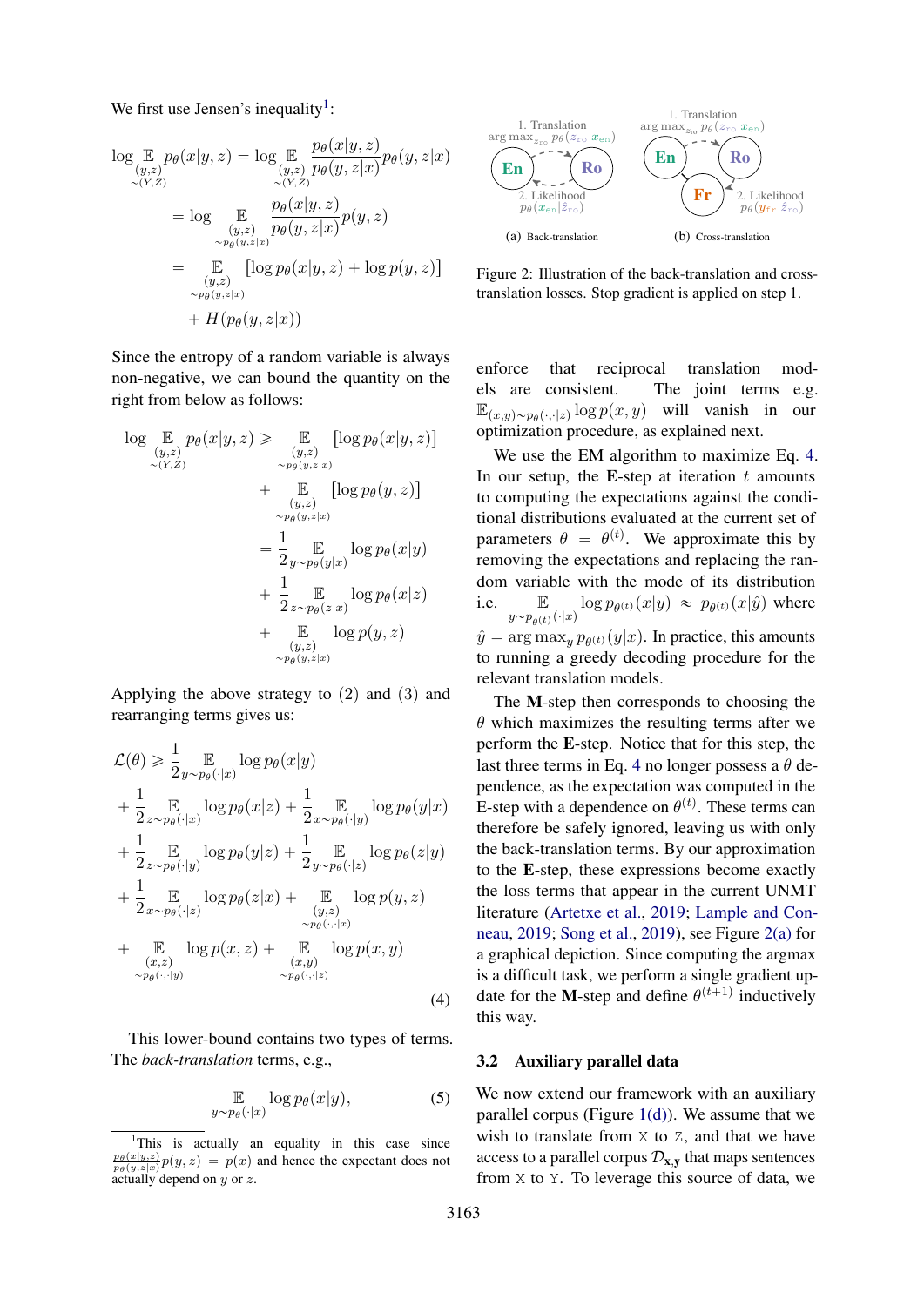We first use Jensen's inequality[1]:

$$\log \mathop{\mathbb{E}}_{\substack{(y,z)\\ \sim(Y,Z)}} p_\theta(x|y,z) = \log \mathop{\mathbb{E}}_{\substack{(y,z)\\ \sim(Y,Z)}} \frac{p_\theta(x|y,z)}{p_\theta(y,z|x)} p_\theta(y,z|x)$$

$$= \log \mathop{\mathbb{E}}_{\substack{(y,z)\\ \sim p_\theta(y,z|x)}} \frac{p_\theta(x|y,z)}{p_\theta(y,z|x)} p(y,z)$$

$$= \mathop{\mathbb{E}}_{\substack{(y,z)\\ \sim p_\theta(y,z|x)}} [\log p_\theta(x|y,z) + \log p(y,z)] + H(p_\theta(y,z|x))$$

Since the entropy of a random variable is always non-negative, we can bound the quantity on the right from below as follows:

$$\log \mathop{\mathbb{E}}_{\substack{(y,z)\\ \sim(Y,Z)}} p_\theta(x|y,z) \geqslant \mathop{\mathbb{E}}_{\substack{(y,z)\\ \sim p_\theta(y,z|x)}} [\log p_\theta(x|y,z)] + \mathop{\mathbb{E}}_{\substack{(y,z)\\ \sim p_\theta(y,z|x)}} [\log p(y,z)]$$

$$= \frac{1}{2} \mathop{\mathbb{E}}_{y\sim p_\theta(y|x)} \log p_\theta(x|y) + \frac{1}{2} \mathop{\mathbb{E}}_{z\sim p_\theta(z|x)} \log p_\theta(x|z) + \mathop{\mathbb{E}}_{\substack{(y,z)\\ \sim p_\theta(y,z|x)}} \log p(y,z)$$

Applying the above strategy to (2) and (3) and rearranging terms gives us:

$$\begin{aligned}
\mathcal{L}(\theta) \geqslant\ & \frac{1}{2} \mathop{\mathbb{E}}_{y\sim p_\theta(\cdot|x)} \log p_\theta(x|y) \\
&+ \frac{1}{2} \mathop{\mathbb{E}}_{z\sim p_\theta(\cdot|x)} \log p_\theta(x|z) + \frac{1}{2} \mathop{\mathbb{E}}_{x\sim p_\theta(\cdot|y)} \log p_\theta(y|x) \\
&+ \frac{1}{2} \mathop{\mathbb{E}}_{z\sim p_\theta(\cdot|y)} \log p_\theta(y|z) + \frac{1}{2} \mathop{\mathbb{E}}_{y\sim p_\theta(\cdot|z)} \log p_\theta(z|y) \\
&+ \frac{1}{2} \mathop{\mathbb{E}}_{x\sim p_\theta(\cdot|z)} \log p_\theta(z|x) + \mathop{\mathbb{E}}_{\substack{(y,z)\\ \sim p_\theta(\cdot,\cdot|x)}} \log p(y,z) \\
&+ \mathop{\mathbb{E}}_{\substack{(x,z)\\ \sim p_\theta(\cdot,\cdot|y)}} \log p(x,z) + \mathop{\mathbb{E}}_{\substack{(x,y)\\ \sim p_\theta(\cdot,\cdot|z)}} \log p(x,y)
\end{aligned} \tag{4}$$

This lower-bound contains two types of terms. The *back-translation* terms, e.g.,

$$\mathop{\mathbb{E}}_{y\sim p_\theta(\cdot|x)} \log p_\theta(x|y), \tag{5}$$

enforce that reciprocal translation models are consistent. The joint terms e.g. $\mathbb{E}_{(x,y)\sim p_\theta(\cdot,\cdot|z)} \log p(x,y)$ will vanish in our optimization procedure, as explained next.

We use the EM algorithm to maximize Eq. 4. In our setup, the **E**-step at iteration $t$ amounts to computing the expectations against the conditional distributions evaluated at the current set of parameters $\theta = \theta^{(t)}$. We approximate this by removing the expectations and replacing the random variable with the mode of its distribution i.e. $\mathop{\mathbb{E}}_{y\sim p_{\theta^{(t)}}(\cdot|x)} \log p_{\theta^{(t)}}(x|y) \approx p_{\theta^{(t)}}(x|\hat{y})$ where $\hat{y} = \arg\max_y p_{\theta^{(t)}}(y|x)$. In practice, this amounts to running a greedy decoding procedure for the relevant translation models.

The **M**-step then corresponds to choosing the $\theta$ which maximizes the resulting terms after we perform the **E**-step. Notice that for this step, the last three terms in Eq. 4 no longer possess a $\theta$ dependence, as the expectation was computed in the E-step with a dependence on $\theta^{(t)}$. These terms can therefore be safely ignored, leaving us with only the back-translation terms. By our approximation to the **E**-step, these expressions become exactly the loss terms that appear in the current UNMT literature (Artetxe et al., 2019; Lample and Conneau, 2019; Song et al., 2019), see Figure 2(a) for a graphical depiction. Since computing the argmax is a difficult task, we perform a single gradient update for the **M**-step and define $\theta^{(t+1)}$ inductively this way.

(a) Back-translation: 1. Translation $\arg\max_{z_{\text{ro}}} p_\theta(z_{\text{ro}}|x_{\text{en}})$; 2. Likelihood $p_\theta(x_{\text{en}}|\hat{z}_{\text{ro}})$ (En, Ro)

(b) Cross-translation: 1. Translation $\arg\max_{z_{\text{ro}}} p_\theta(z_{\text{ro}}|x_{\text{en}})$; 2. Likelihood $p_\theta(y_{\text{fr}}|\hat{z}_{\text{ro}})$ (En, Ro, Fr)

Figure 2: Illustration of the back-translation and cross-translation losses. Stop gradient is applied on step 1.

## 3.2 Auxiliary parallel data

We now extend our framework with an auxiliary parallel corpus (Figure 1(d)). We assume that we wish to translate from X to Z, and that we have access to a parallel corpus $\mathcal{D}_{\mathbf{x},\mathbf{y}}$ that maps sentences from X to Y. To leverage this source of data, we

[1] This is actually an equality in this case since $\frac{p_\theta(x|y,z)}{p_\theta(y,z|x)} p(y,z) = p(x)$ and hence the expectant does not actually depend on $y$ or $z$.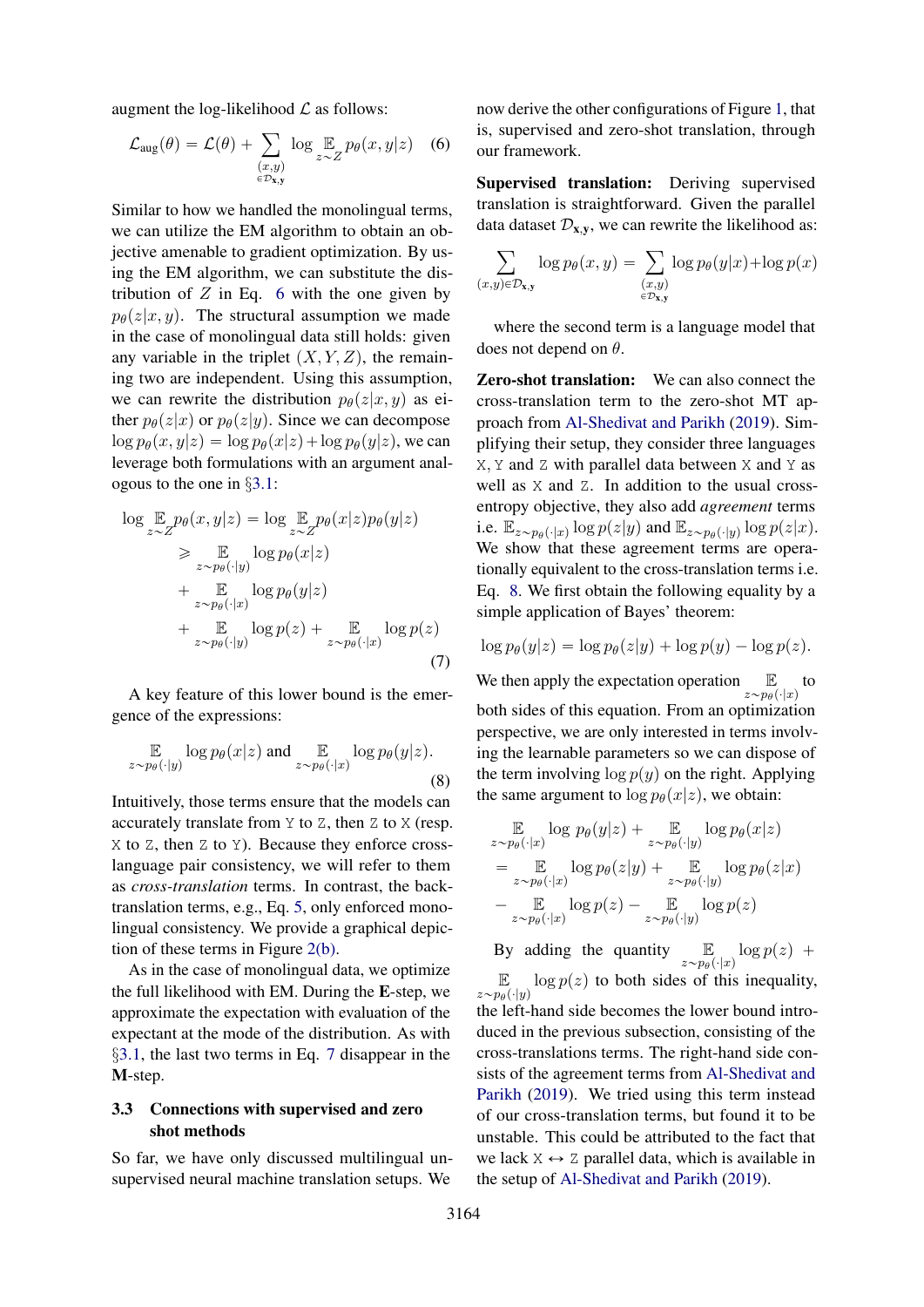augment the log-likelihood $\mathcal{L}$ as follows:

$$\mathcal{L}_{\text{aug}}(\theta) = \mathcal{L}(\theta) + \sum_{\substack{(x,y) \\ \in \mathcal{D}_{\mathbf{x},\mathbf{y}}}} \log \mathop{\mathbb{E}}_{z \sim Z} p_\theta(x, y|z) \quad (6)$$

Similar to how we handled the monolingual terms, we can utilize the EM algorithm to obtain an objective amenable to gradient optimization. By using the EM algorithm, we can substitute the distribution of $Z$ in Eq. 6 with the one given by $p_\theta(z|x, y)$. The structural assumption we made in the case of monolingual data still holds: given any variable in the triplet $(X, Y, Z)$, the remaining two are independent. Using this assumption, we can rewrite the distribution $p_\theta(z|x, y)$ as either $p_\theta(z|x)$ or $p_\theta(z|y)$. Since we can decompose $\log p_\theta(x, y|z) = \log p_\theta(x|z) + \log p_\theta(y|z)$, we can leverage both formulations with an argument analogous to the one in §3.1:

$$\begin{aligned}
\log \mathop{\mathbb{E}}_{z \sim Z} p_\theta(x, y|z) &= \log \mathop{\mathbb{E}}_{z \sim Z} p_\theta(x|z) p_\theta(y|z) \\
&\geqslant \mathop{\mathbb{E}}_{z \sim p_\theta(\cdot|y)} \log p_\theta(x|z) \\
&+ \mathop{\mathbb{E}}_{z \sim p_\theta(\cdot|x)} \log p_\theta(y|z) \\
&+ \mathop{\mathbb{E}}_{z \sim p_\theta(\cdot|y)} \log p(z) + \mathop{\mathbb{E}}_{z \sim p_\theta(\cdot|x)} \log p(z)
\end{aligned} \quad (7)$$

A key feature of this lower bound is the emergence of the expressions:

$$\mathop{\mathbb{E}}_{z \sim p_\theta(\cdot|y)} \log p_\theta(x|z) \text{ and } \mathop{\mathbb{E}}_{z \sim p_\theta(\cdot|x)} \log p_\theta(y|z). \quad (8)$$

Intuitively, those terms ensure that the models can accurately translate from Y to Z, then Z to X (resp. X to Z, then Z to Y). Because they enforce cross-language pair consistency, we will refer to them as *cross-translation* terms. In contrast, the back-translation terms, e.g., Eq. 5, only enforced monolingual consistency. We provide a graphical depiction of these terms in Figure 2(b).

As in the case of monolingual data, we optimize the full likelihood with EM. During the **E**-step, we approximate the expectation with evaluation of the expectant at the mode of the distribution. As with §3.1, the last two terms in Eq. 7 disappear in the **M**-step.

### 3.3 Connections with supervised and zero shot methods

So far, we have only discussed multilingual unsupervised neural machine translation setups. We now derive the other configurations of Figure 1, that is, supervised and zero-shot translation, through our framework.

**Supervised translation:** Deriving supervised translation is straightforward. Given the parallel data dataset $\mathcal{D}_{\mathbf{x},\mathbf{y}}$, we can rewrite the likelihood as:

$$\sum_{(x,y) \in \mathcal{D}_{\mathbf{x},\mathbf{y}}} \log p_\theta(x, y) = \sum_{\substack{(x,y) \\ \in \mathcal{D}_{\mathbf{x},\mathbf{y}}}} \log p_\theta(y|x) + \log p(x)$$

where the second term is a language model that does not depend on $\theta$.

**Zero-shot translation:** We can also connect the cross-translation term to the zero-shot MT approach from Al-Shedivat and Parikh (2019). Simplifying their setup, they consider three languages X, Y and Z with parallel data between X and Y as well as X and Z. In addition to the usual cross-entropy objective, they also add *agreement* terms i.e. $\mathbb{E}_{z \sim p_\theta(\cdot|x)} \log p(z|y)$ and $\mathbb{E}_{z \sim p_\theta(\cdot|y)} \log p(z|x)$. We show that these agreement terms are operationally equivalent to the cross-translation terms i.e. Eq. 8. We first obtain the following equality by a simple application of Bayes' theorem:

$$\log p_\theta(y|z) = \log p_\theta(z|y) + \log p(y) - \log p(z).$$

We then apply the expectation operation $\mathop{\mathbb{E}}_{z \sim p_\theta(\cdot|x)}$ to both sides of this equation. From an optimization perspective, we are only interested in terms involving the learnable parameters so we can dispose of the term involving $\log p(y)$ on the right. Applying the same argument to $\log p_\theta(x|z)$, we obtain:

$$\begin{aligned}
&\mathop{\mathbb{E}}_{z \sim p_\theta(\cdot|x)} \log p_\theta(y|z) + \mathop{\mathbb{E}}_{z \sim p_\theta(\cdot|y)} \log p_\theta(x|z) \\
&= \mathop{\mathbb{E}}_{z \sim p_\theta(\cdot|x)} \log p_\theta(z|y) + \mathop{\mathbb{E}}_{z \sim p_\theta(\cdot|y)} \log p_\theta(z|x) \\
&- \mathop{\mathbb{E}}_{z \sim p_\theta(\cdot|x)} \log p(z) - \mathop{\mathbb{E}}_{z \sim p_\theta(\cdot|y)} \log p(z)
\end{aligned}$$

By adding the quantity $\mathop{\mathbb{E}}_{z \sim p_\theta(\cdot|x)} \log p(z) + \mathop{\mathbb{E}}_{z \sim p_\theta(\cdot|y)} \log p(z)$ to both sides of this inequality, the left-hand side becomes the lower bound introduced in the previous subsection, consisting of the cross-translations terms. The right-hand side consists of the agreement terms from Al-Shedivat and Parikh (2019). We tried using this term instead of our cross-translation terms, but found it to be unstable. This could be attributed to the fact that we lack X $\leftrightarrow$ Z parallel data, which is available in the setup of Al-Shedivat and Parikh (2019).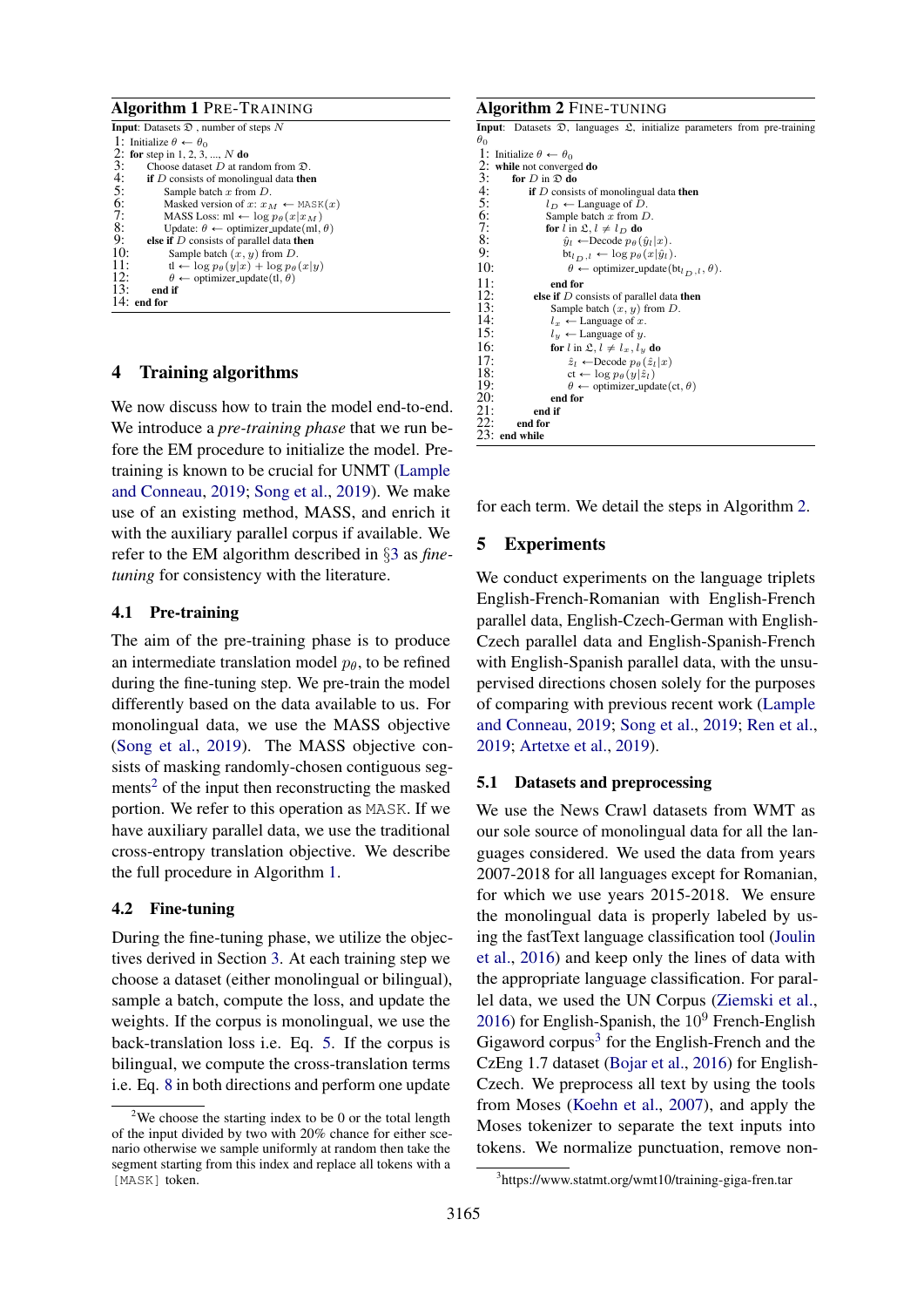**Algorithm 1** PRE-TRAINING

```
Input: Datasets 𝔇 , number of steps N
1:  Initialize θ ← θ_0
2:  for step in 1, 2, 3, ..., N do
3:      Choose dataset D at random from 𝔇.
4:      if D consists of monolingual data then
5:          Sample batch x from D.
6:          Masked version of x: x_M ← MASK(x)
7:          MASS Loss: ml ← log p_θ(x|x_M)
8:          Update: θ ← optimizer_update(ml, θ)
9:      else if D consists of parallel data then
10:         Sample batch (x, y) from D.
11:         tl ← log p_θ(y|x) + log p_θ(x|y)
12:         θ ← optimizer_update(tl, θ)
13:     end if
14: end for
```

**Algorithm 2** FINE-TUNING

```
Input: Datasets 𝔇, languages 𝔏, initialize parameters from pre-training θ_0
1:  Initialize θ ← θ_0
2:  while not converged do
3:      for D in 𝔇 do
4:          if D consists of monolingual data then
5:              l_D ← Language of D.
6:              Sample batch x from D.
7:              for l in 𝔏, l ≠ l_D do
8:                  ŷ_l ←Decode p_θ(ŷ_l|x).
9:                  bt_{l_D,l} ← log p_θ(x|ŷ_l).
10:                 θ ← optimizer_update(bt_{l_D,l}, θ).
11:             end for
12:         else if D consists of parallel data then
13:             Sample batch (x, y) from D.
14:             l_x ← Language of x.
15:             l_y ← Language of y.
16:             for l in 𝔏, l ≠ l_x, l_y do
17:                 ẑ_l ←Decode p_θ(ẑ_l|x)
18:                 ct ← log p_θ(y|ẑ_l)
19:                 θ ← optimizer_update(ct, θ)
20:             end for
21:         end if
22:     end for
23: end while
```

## 4 Training algorithms

We now discuss how to train the model end-to-end. We introduce a *pre-training phase* that we run before the EM procedure to initialize the model. Pre-training is known to be crucial for UNMT (Lample and Conneau, 2019; Song et al., 2019). We make use of an existing method, MASS, and enrich it with the auxiliary parallel corpus if available. We refer to the EM algorithm described in §3 as *fine-tuning* for consistency with the literature.

### 4.1 Pre-training

The aim of the pre-training phase is to produce an intermediate translation model $p_\theta$, to be refined during the fine-tuning step. We pre-train the model differently based on the data available to us. For monolingual data, we use the MASS objective (Song et al., 2019). The MASS objective consists of masking randomly-chosen contiguous segments[2] of the input then reconstructing the masked portion. We refer to this operation as MASK. If we have auxiliary parallel data, we use the traditional cross-entropy translation objective. We describe the full procedure in Algorithm 1.

### 4.2 Fine-tuning

During the fine-tuning phase, we utilize the objectives derived in Section 3. At each training step we choose a dataset (either monolingual or bilingual), sample a batch, compute the loss, and update the weights. If the corpus is monolingual, we use the back-translation loss i.e. Eq. 5. If the corpus is bilingual, we compute the cross-translation terms i.e. Eq. 8 in both directions and perform one update for each term. We detail the steps in Algorithm 2.

## 5 Experiments

We conduct experiments on the language triplets English-French-Romanian with English-French parallel data, English-Czech-German with English-Czech parallel data and English-Spanish-French with English-Spanish parallel data, with the unsupervised directions chosen solely for the purposes of comparing with previous recent work (Lample and Conneau, 2019; Song et al., 2019; Ren et al., 2019; Artetxe et al., 2019).

### 5.1 Datasets and preprocessing

We use the News Crawl datasets from WMT as our sole source of monolingual data for all the languages considered. We used the data from years 2007-2018 for all languages except for Romanian, for which we use years 2015-2018. We ensure the monolingual data is properly labeled by using the fastText language classification tool (Joulin et al., 2016) and keep only the lines of data with the appropriate language classification. For parallel data, we used the UN Corpus (Ziemski et al., 2016) for English-Spanish, the $10^9$ French-English Gigaword corpus[3] for the English-French and the CzEng 1.7 dataset (Bojar et al., 2016) for English-Czech. We preprocess all text by using the tools from Moses (Koehn et al., 2007), and apply the Moses tokenizer to separate the text inputs into tokens. We normalize punctuation, remove non-

[2] We choose the starting index to be 0 or the total length of the input divided by two with 20% chance for either scenario otherwise we sample uniformly at random then take the segment starting from this index and replace all tokens with a [MASK] token.

[3] https://www.statmt.org/wmt10/training-giga-fren.tar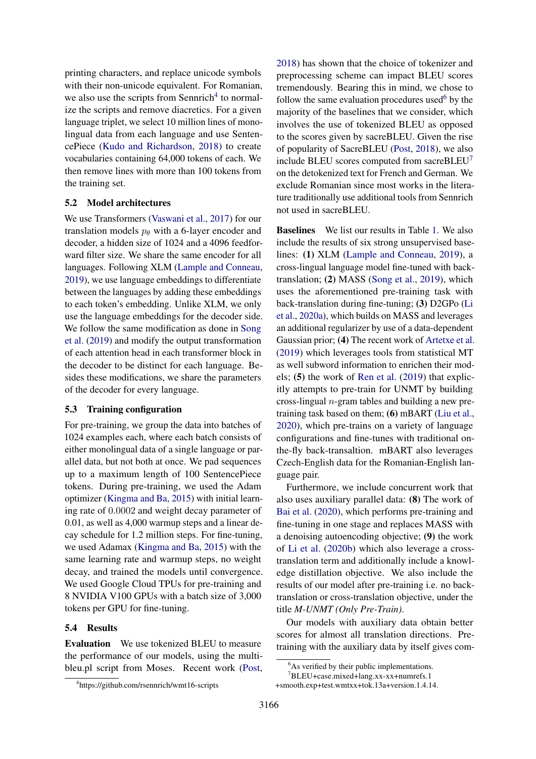printing characters, and replace unicode symbols with their non-unicode equivalent. For Romanian, we also use the scripts from Sennrich[4] to normalize the scripts and remove diacretics. For a given language triplet, we select 10 million lines of monolingual data from each language and use SentencePiece (Kudo and Richardson, 2018) to create vocabularies containing 64,000 tokens of each. We then remove lines with more than 100 tokens from the training set.

### 5.2 Model architectures

We use Transformers (Vaswani et al., 2017) for our translation models $p_\theta$ with a 6-layer encoder and decoder, a hidden size of 1024 and a 4096 feedforward filter size. We share the same encoder for all languages. Following XLM (Lample and Conneau, 2019), we use language embeddings to differentiate between the languages by adding these embeddings to each token's embedding. Unlike XLM, we only use the language embeddings for the decoder side. We follow the same modification as done in Song et al. (2019) and modify the output transformation of each attention head in each transformer block in the decoder to be distinct for each language. Besides these modifications, we share the parameters of the decoder for every language.

### 5.3 Training configuration

For pre-training, we group the data into batches of 1024 examples each, where each batch consists of either monolingual data of a single language or parallel data, but not both at once. We pad sequences up to a maximum length of 100 SentencePiece tokens. During pre-training, we used the Adam optimizer (Kingma and Ba, 2015) with initial learning rate of 0.0002 and weight decay parameter of 0.01, as well as 4,000 warmup steps and a linear decay schedule for 1.2 million steps. For fine-tuning, we used Adamax (Kingma and Ba, 2015) with the same learning rate and warmup steps, no weight decay, and trained the models until convergence. We used Google Cloud TPUs for pre-training and 8 NVIDIA V100 GPUs with a batch size of 3,000 tokens per GPU for fine-tuning.

### 5.4 Results

**Evaluation** We use tokenized BLEU to measure the performance of our models, using the multi-bleu.pl script from Moses. Recent work (Post, 2018) has shown that the choice of tokenizer and preprocessing scheme can impact BLEU scores tremendously. Bearing this in mind, we chose to follow the same evaluation procedures used[6] by the majority of the baselines that we consider, which involves the use of tokenized BLEU as opposed to the scores given by sacreBLEU. Given the rise of popularity of SacreBLEU (Post, 2018), we also include BLEU scores computed from sacreBLEU[7] on the detokenized text for French and German. We exclude Romanian since most works in the literature traditionally use additional tools from Sennrich not used in sacreBLEU.

**Baselines** We list our results in Table 1. We also include the results of six strong unsupervised baselines: **(1)** XLM (Lample and Conneau, 2019), a cross-lingual language model fine-tuned with back-translation; **(2)** MASS (Song et al., 2019), which uses the aforementioned pre-training task with back-translation during fine-tuning; **(3)** D2GPo (Li et al., 2020a), which builds on MASS and leverages an additional regularizer by use of a data-dependent Gaussian prior; **(4)** The recent work of Artetxe et al. (2019) which leverages tools from statistical MT as well subword information to enrichen their models; **(5)** the work of Ren et al. (2019) that explicitly attempts to pre-train for UNMT by building cross-lingual $n$-gram tables and building a new pre-training task based on them; **(6)** mBART (Liu et al., 2020), which pre-trains on a variety of language configurations and fine-tunes with traditional on-the-fly back-transaltion. mBART also leverages Czech-English data for the Romanian-English language pair.

Furthermore, we include concurrent work that also uses auxiliary parallel data: **(8)** The work of Bai et al. (2020), which performs pre-training and fine-tuning in one stage and replaces MASS with a denoising autoencoding objective; **(9)** the work of Li et al. (2020b) which also leverage a cross-translation term and additionally include a knowledge distillation objective. We also include the results of our model after pre-training i.e. no back-translation or cross-translation objective, under the title *M-UNMT (Only Pre-Train)*.

Our models with auxiliary data obtain better scores for almost all translation directions. Pre-training with the auxiliary data by itself gives com-

---

[4] https://github.com/rsennrich/wmt16-scripts

[6] As verified by their public implementations.

[7] BLEU+case.mixed+lang.xx-xx+numrefs.1+smooth.exp+test.wmtxx+tok.13a+version.1.4.14.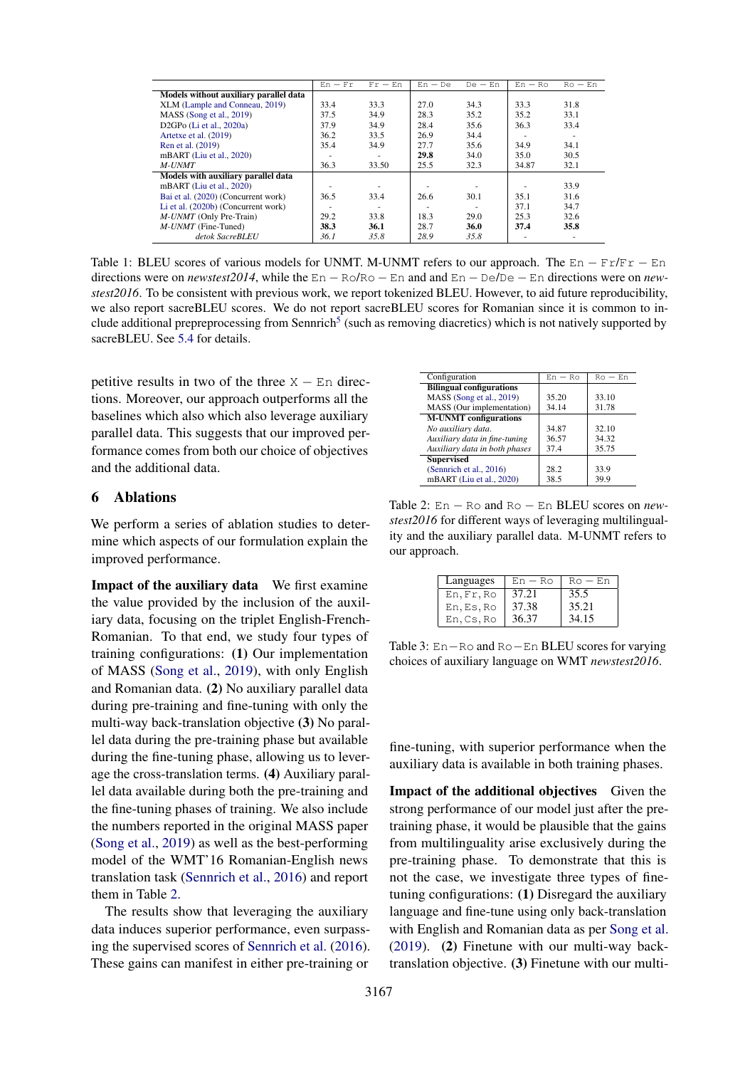| | En − Fr | Fr − En | En − De | De − En | En − Ro | Ro − En |
|---|---|---|---|---|---|---|
| **Models without auxiliary parallel data** | | | | | | |
| XLM (Lample and Conneau, 2019) | 33.4 | 33.3 | 27.0 | 34.3 | 33.3 | 31.8 |
| MASS (Song et al., 2019) | 37.5 | 34.9 | 28.3 | 35.2 | 35.2 | 33.1 |
| D2GPo (Li et al., 2020a) | 37.9 | 34.9 | 28.4 | 35.6 | 36.3 | 33.4 |
| Artetxe et al. (2019) | 36.2 | 33.5 | 26.9 | 34.4 | - | - |
| Ren et al. (2019) | 35.4 | 34.9 | 27.7 | 35.6 | 34.9 | 34.1 |
| mBART (Liu et al., 2020) | - | - | **29.8** | 34.0 | 35.0 | 30.5 |
| *M-UNMT* | 36.3 | 33.50 | 25.5 | 32.3 | 34.87 | 32.1 |
| **Models with auxiliary parallel data** | | | | | | |
| mBART (Liu et al., 2020) | - | - | - | - | - | 33.9 |
| Bai et al. (2020) (Concurrent work) | 36.5 | 33.4 | 26.6 | 30.1 | 35.1 | 31.6 |
| Li et al. (2020b) (Concurrent work) | - | - | - | - | 37.1 | 34.7 |
| *M-UNMT* (Only Pre-Train) | 29.2 | 33.8 | 18.3 | 29.0 | 25.3 | 32.6 |
| *M-UNMT* (Fine-Tuned) | **38.3** | **36.1** | 28.7 | **36.0** | **37.4** | **35.8** |
| *detok SacreBLEU* | *36.1* | *35.8* | *28.9* | *35.8* | - | - |

Table 1: BLEU scores of various models for UNMT. M-UNMT refers to our approach. The En − Fr/Fr − En directions were on *newstest2014*, while the En − Ro/Ro − En and and En − De/De − En directions were on *newstest2016*. To be consistent with previous work, we report tokenized BLEU. However, to aid future reproducibility, we also report sacreBLEU scores. We do not report sacreBLEU scores for Romanian since it is common to include additional prepreprocessing from Sennrich[5] (such as removing diacretics) which is not natively supported by sacreBLEU. See 5.4 for details.

petitive results in two of the three X − En directions. Moreover, our approach outperforms all the baselines which also which also leverage auxiliary parallel data. This suggests that our improved performance comes from both our choice of objectives and the additional data.

## 6 Ablations

We perform a series of ablation studies to determine which aspects of our formulation explain the improved performance.

**Impact of the auxiliary data** We first examine the value provided by the inclusion of the auxiliary data, focusing on the triplet English-French-Romanian. To that end, we study four types of training configurations: **(1)** Our implementation of MASS (Song et al., 2019), with only English and Romanian data. **(2)** No auxiliary parallel data during pre-training and fine-tuning with only the multi-way back-translation objective **(3)** No parallel data during the pre-training phase but available during the fine-tuning phase, allowing us to leverage the cross-translation terms. **(4)** Auxiliary parallel data available during both the pre-training and the fine-tuning phases of training. We also include the numbers reported in the original MASS paper (Song et al., 2019) as well as the best-performing model of the WMT'16 Romanian-English news translation task (Sennrich et al., 2016) and report them in Table 2.

The results show that leveraging the auxiliary data induces superior performance, even surpassing the supervised scores of Sennrich et al. (2016). These gains can manifest in either pre-training or fine-tuning, with superior performance when the auxiliary data is available in both training phases.

| Configuration | En − Ro | Ro − En |
|---|---|---|
| **Bilingual configurations** | | |
| MASS (Song et al., 2019) | 35.20 | 33.10 |
| MASS (Our implementation) | 34.14 | 31.78 |
| **M-UNMT configurations** | | |
| *No auxiliary data.* | 34.87 | 32.10 |
| *Auxiliary data in fine-tuning* | 36.57 | 34.32 |
| *Auxiliary data in both phases* | 37.4 | 35.75 |
| **Supervised** | | |
| (Sennrich et al., 2016) | 28.2 | 33.9 |
| mBART (Liu et al., 2020) | 38.5 | 39.9 |

Table 2: En − Ro and Ro − En BLEU scores on *newstest2016* for different ways of leveraging multilinguality and the auxiliary parallel data. M-UNMT refers to our approach.

| Languages | En − Ro | Ro − En |
|---|---|---|
| En, Fr, Ro | 37.21 | 35.5 |
| En, Es, Ro | 37.38 | 35.21 |
| En, Cs, Ro | 36.37 | 34.15 |

Table 3: En−Ro and Ro−En BLEU scores for varying choices of auxiliary language on WMT *newstest2016*.

**Impact of the additional objectives** Given the strong performance of our model just after the pre-training phase, it would be plausible that the gains from multilinguality arise exclusively during the pre-training phase. To demonstrate that this is not the case, we investigate three types of fine-tuning configurations: **(1)** Disregard the auxiliary language and fine-tune using only back-translation with English and Romanian data as per Song et al. (2019). **(2)** Finetune with our multi-way back-translation objective. **(3)** Finetune with our multi-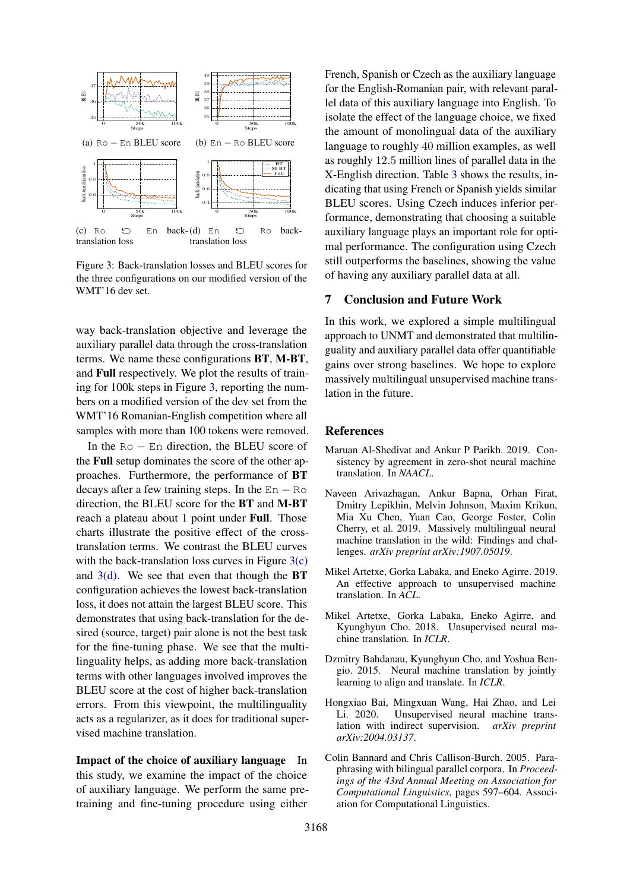(a) Ro − En BLEU score

(b) En − Ro BLEU score

(c) Ro ⟲ En back-translation loss

(d) En ⟲ Ro back-translation loss

Figure 3: Back-translation losses and BLEU scores for the three configurations on our modified version of the WMT'16 dev set.

way back-translation objective and leverage the auxiliary parallel data through the cross-translation terms. We name these configurations **BT**, **M-BT**, and **Full** respectively. We plot the results of training for 100k steps in Figure 3, reporting the numbers on a modified version of the dev set from the WMT'16 Romanian-English competition where all samples with more than 100 tokens were removed.

In the Ro − En direction, the BLEU score of the **Full** setup dominates the score of the other approaches. Furthermore, the performance of **BT** decays after a few training steps. In the En − Ro direction, the BLEU score for the **BT** and **M-BT** reach a plateau about 1 point under **Full**. Those charts illustrate the positive effect of the cross-translation terms. We contrast the BLEU curves with the back-translation loss curves in Figure 3(c) and 3(d). We see that even that though the **BT** configuration achieves the lowest back-translation loss, it does not attain the largest BLEU score. This demonstrates that using back-translation for the desired (source, target) pair alone is not the best task for the fine-tuning phase. We see that the multilinguality helps, as adding more back-translation terms with other languages involved improves the BLEU score at the cost of higher back-translation errors. From this viewpoint, the multilinguality acts as a regularizer, as it does for traditional supervised machine translation.

**Impact of the choice of auxiliary language** In this study, we examine the impact of the choice of auxiliary language. We perform the same pretraining and fine-tuning procedure using either French, Spanish or Czech as the auxiliary language for the English-Romanian pair, with relevant parallel data of this auxiliary language into English. To isolate the effect of the language choice, we fixed the amount of monolingual data of the auxiliary language to roughly 40 million examples, as well as roughly 12.5 million lines of parallel data in the X-English direction. Table 3 shows the results, indicating that using French or Spanish yields similar BLEU scores. Using Czech induces inferior performance, demonstrating that choosing a suitable auxiliary language plays an important role for optimal performance. The configuration using Czech still outperforms the baselines, showing the value of having any auxiliary parallel data at all.

## 7 Conclusion and Future Work

In this work, we explored a simple multilingual approach to UNMT and demonstrated that multilinguality and auxiliary parallel data offer quantifiable gains over strong baselines. We hope to explore massively multilingual unsupervised machine translation in the future.

## References

Maruan Al-Shedivat and Ankur P Parikh. 2019. Consistency by agreement in zero-shot neural machine translation. In *NAACL*.

Naveen Arivazhagan, Ankur Bapna, Orhan Firat, Dmitry Lepikhin, Melvin Johnson, Maxim Krikun, Mia Xu Chen, Yuan Cao, George Foster, Colin Cherry, et al. 2019. Massively multilingual neural machine translation in the wild: Findings and challenges. *arXiv preprint arXiv:1907.05019*.

Mikel Artetxe, Gorka Labaka, and Eneko Agirre. 2019. An effective approach to unsupervised machine translation. In *ACL*.

Mikel Artetxe, Gorka Labaka, Eneko Agirre, and Kyunghyun Cho. 2018. Unsupervised neural machine translation. In *ICLR*.

Dzmitry Bahdanau, Kyunghyun Cho, and Yoshua Bengio. 2015. Neural machine translation by jointly learning to align and translate. In *ICLR*.

Hongxiao Bai, Mingxuan Wang, Hai Zhao, and Lei Li. 2020. Unsupervised neural machine translation with indirect supervision. *arXiv preprint arXiv:2004.03137*.

Colin Bannard and Chris Callison-Burch. 2005. Paraphrasing with bilingual parallel corpora. In *Proceedings of the 43rd Annual Meeting on Association for Computational Linguistics*, pages 597–604. Association for Computational Linguistics.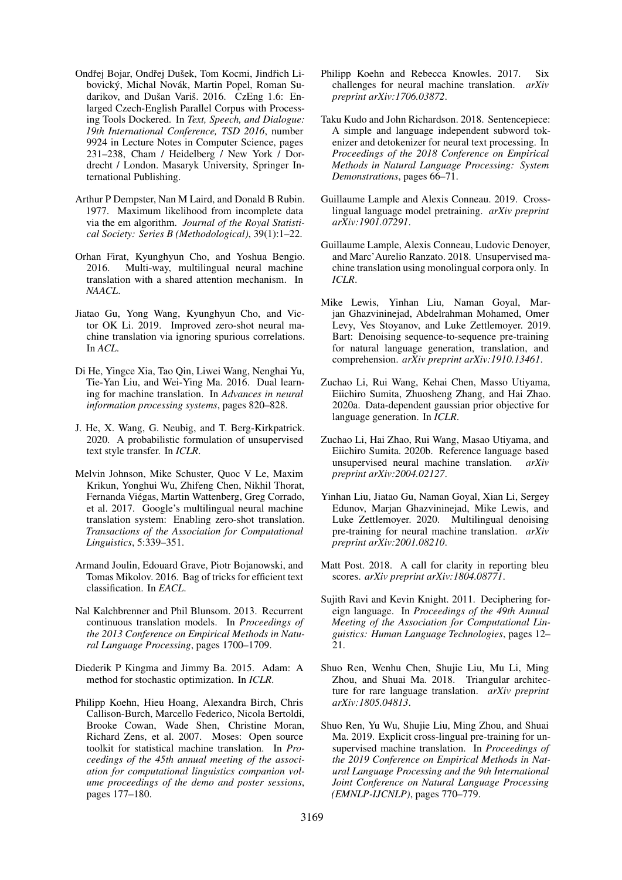Ondřej Bojar, Ondřej Dušek, Tom Kocmi, Jindřich Libovický, Michal Novák, Martin Popel, Roman Sudarikov, and Dušan Variš. 2016. CzEng 1.6: Enlarged Czech-English Parallel Corpus with Processing Tools Dockered. In *Text, Speech, and Dialogue: 19th International Conference, TSD 2016*, number 9924 in Lecture Notes in Computer Science, pages 231–238, Cham / Heidelberg / New York / Dordrecht / London. Masaryk University, Springer International Publishing.

Arthur P Dempster, Nan M Laird, and Donald B Rubin. 1977. Maximum likelihood from incomplete data via the em algorithm. *Journal of the Royal Statistical Society: Series B (Methodological)*, 39(1):1–22.

Orhan Firat, Kyunghyun Cho, and Yoshua Bengio. 2016. Multi-way, multilingual neural machine translation with a shared attention mechanism. In *NAACL*.

Jiatao Gu, Yong Wang, Kyunghyun Cho, and Victor OK Li. 2019. Improved zero-shot neural machine translation via ignoring spurious correlations. In *ACL*.

Di He, Yingce Xia, Tao Qin, Liwei Wang, Nenghai Yu, Tie-Yan Liu, and Wei-Ying Ma. 2016. Dual learning for machine translation. In *Advances in neural information processing systems*, pages 820–828.

J. He, X. Wang, G. Neubig, and T. Berg-Kirkpatrick. 2020. A probabilistic formulation of unsupervised text style transfer. In *ICLR*.

Melvin Johnson, Mike Schuster, Quoc V Le, Maxim Krikun, Yonghui Wu, Zhifeng Chen, Nikhil Thorat, Fernanda Viégas, Martin Wattenberg, Greg Corrado, et al. 2017. Google's multilingual neural machine translation system: Enabling zero-shot translation. *Transactions of the Association for Computational Linguistics*, 5:339–351.

Armand Joulin, Edouard Grave, Piotr Bojanowski, and Tomas Mikolov. 2016. Bag of tricks for efficient text classification. In *EACL*.

Nal Kalchbrenner and Phil Blunsom. 2013. Recurrent continuous translation models. In *Proceedings of the 2013 Conference on Empirical Methods in Natural Language Processing*, pages 1700–1709.

Diederik P Kingma and Jimmy Ba. 2015. Adam: A method for stochastic optimization. In *ICLR*.

Philipp Koehn, Hieu Hoang, Alexandra Birch, Chris Callison-Burch, Marcello Federico, Nicola Bertoldi, Brooke Cowan, Wade Shen, Christine Moran, Richard Zens, et al. 2007. Moses: Open source toolkit for statistical machine translation. In *Proceedings of the 45th annual meeting of the association for computational linguistics companion volume proceedings of the demo and poster sessions*, pages 177–180.

Philipp Koehn and Rebecca Knowles. 2017. Six challenges for neural machine translation. *arXiv preprint arXiv:1706.03872*.

Taku Kudo and John Richardson. 2018. Sentencepiece: A simple and language independent subword tokenizer and detokenizer for neural text processing. In *Proceedings of the 2018 Conference on Empirical Methods in Natural Language Processing: System Demonstrations*, pages 66–71.

Guillaume Lample and Alexis Conneau. 2019. Cross-lingual language model pretraining. *arXiv preprint arXiv:1901.07291*.

Guillaume Lample, Alexis Conneau, Ludovic Denoyer, and Marc'Aurelio Ranzato. 2018. Unsupervised machine translation using monolingual corpora only. In *ICLR*.

Mike Lewis, Yinhan Liu, Naman Goyal, Marjan Ghazvininejad, Abdelrahman Mohamed, Omer Levy, Ves Stoyanov, and Luke Zettlemoyer. 2019. Bart: Denoising sequence-to-sequence pre-training for natural language generation, translation, and comprehension. *arXiv preprint arXiv:1910.13461*.

Zuchao Li, Rui Wang, Kehai Chen, Masso Utiyama, Eiichiro Sumita, Zhuosheng Zhang, and Hai Zhao. 2020a. Data-dependent gaussian prior objective for language generation. In *ICLR*.

Zuchao Li, Hai Zhao, Rui Wang, Masao Utiyama, and Eiichiro Sumita. 2020b. Reference language based unsupervised neural machine translation. *arXiv preprint arXiv:2004.02127*.

Yinhan Liu, Jiatao Gu, Naman Goyal, Xian Li, Sergey Edunov, Marjan Ghazvininejad, Mike Lewis, and Luke Zettlemoyer. 2020. Multilingual denoising pre-training for neural machine translation. *arXiv preprint arXiv:2001.08210*.

Matt Post. 2018. A call for clarity in reporting bleu scores. *arXiv preprint arXiv:1804.08771*.

Sujith Ravi and Kevin Knight. 2011. Deciphering foreign language. In *Proceedings of the 49th Annual Meeting of the Association for Computational Linguistics: Human Language Technologies*, pages 12–21.

Shuo Ren, Wenhu Chen, Shujie Liu, Mu Li, Ming Zhou, and Shuai Ma. 2018. Triangular architecture for rare language translation. *arXiv preprint arXiv:1805.04813*.

Shuo Ren, Yu Wu, Shujie Liu, Ming Zhou, and Shuai Ma. 2019. Explicit cross-lingual pre-training for unsupervised machine translation. In *Proceedings of the 2019 Conference on Empirical Methods in Natural Language Processing and the 9th International Joint Conference on Natural Language Processing (EMNLP-IJCNLP)*, pages 770–779.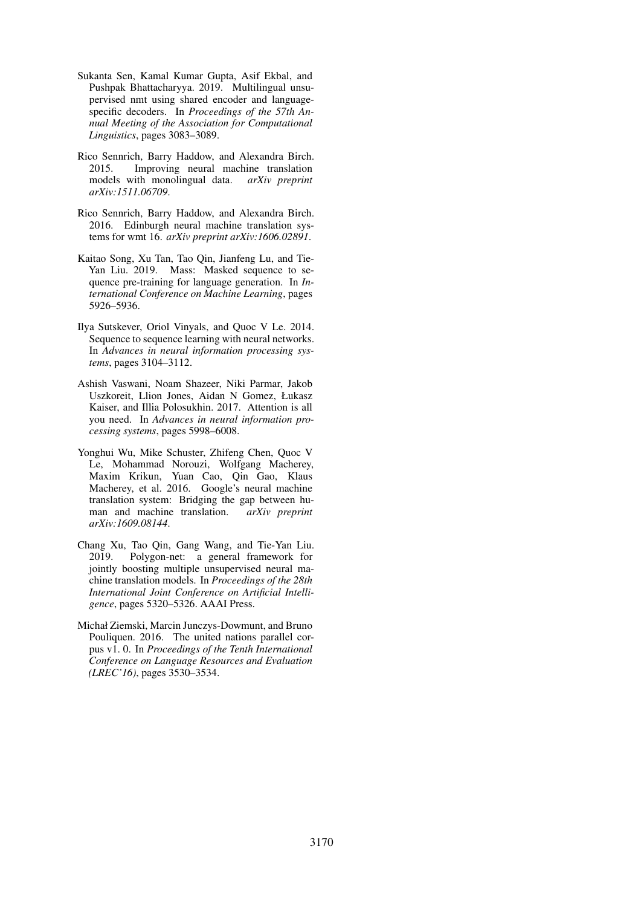Sukanta Sen, Kamal Kumar Gupta, Asif Ekbal, and Pushpak Bhattacharyya. 2019. Multilingual unsupervised nmt using shared encoder and language-specific decoders. In *Proceedings of the 57th Annual Meeting of the Association for Computational Linguistics*, pages 3083–3089.

Rico Sennrich, Barry Haddow, and Alexandra Birch. 2015. Improving neural machine translation models with monolingual data. *arXiv preprint arXiv:1511.06709*.

Rico Sennrich, Barry Haddow, and Alexandra Birch. 2016. Edinburgh neural machine translation systems for wmt 16. *arXiv preprint arXiv:1606.02891*.

Kaitao Song, Xu Tan, Tao Qin, Jianfeng Lu, and Tie-Yan Liu. 2019. Mass: Masked sequence to sequence pre-training for language generation. In *International Conference on Machine Learning*, pages 5926–5936.

Ilya Sutskever, Oriol Vinyals, and Quoc V Le. 2014. Sequence to sequence learning with neural networks. In *Advances in neural information processing systems*, pages 3104–3112.

Ashish Vaswani, Noam Shazeer, Niki Parmar, Jakob Uszkoreit, Llion Jones, Aidan N Gomez, Łukasz Kaiser, and Illia Polosukhin. 2017. Attention is all you need. In *Advances in neural information processing systems*, pages 5998–6008.

Yonghui Wu, Mike Schuster, Zhifeng Chen, Quoc V Le, Mohammad Norouzi, Wolfgang Macherey, Maxim Krikun, Yuan Cao, Qin Gao, Klaus Macherey, et al. 2016. Google's neural machine translation system: Bridging the gap between human and machine translation. *arXiv preprint arXiv:1609.08144*.

Chang Xu, Tao Qin, Gang Wang, and Tie-Yan Liu. 2019. Polygon-net: a general framework for jointly boosting multiple unsupervised neural machine translation models. In *Proceedings of the 28th International Joint Conference on Artificial Intelligence*, pages 5320–5326. AAAI Press.

Michał Ziemski, Marcin Junczys-Dowmunt, and Bruno Pouliquen. 2016. The united nations parallel corpus v1. 0. In *Proceedings of the Tenth International Conference on Language Resources and Evaluation (LREC'16)*, pages 3530–3534.